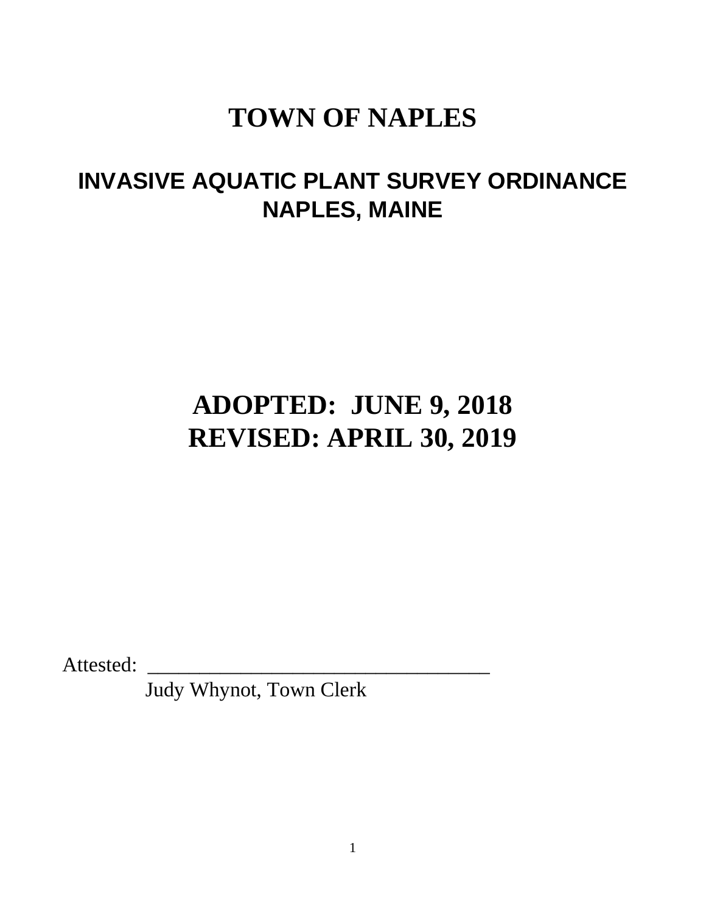# TOWN OF NAPLES

## INVASIVE AQUATIC PLANT SURVEY ORDINANCE
## NAPLES, MAINE

# ADOPTED: JUNE 9, 2018
# REVISED: APRIL 30, 2019

Attested: ___________________________________

Judy Whynot, Town Clerk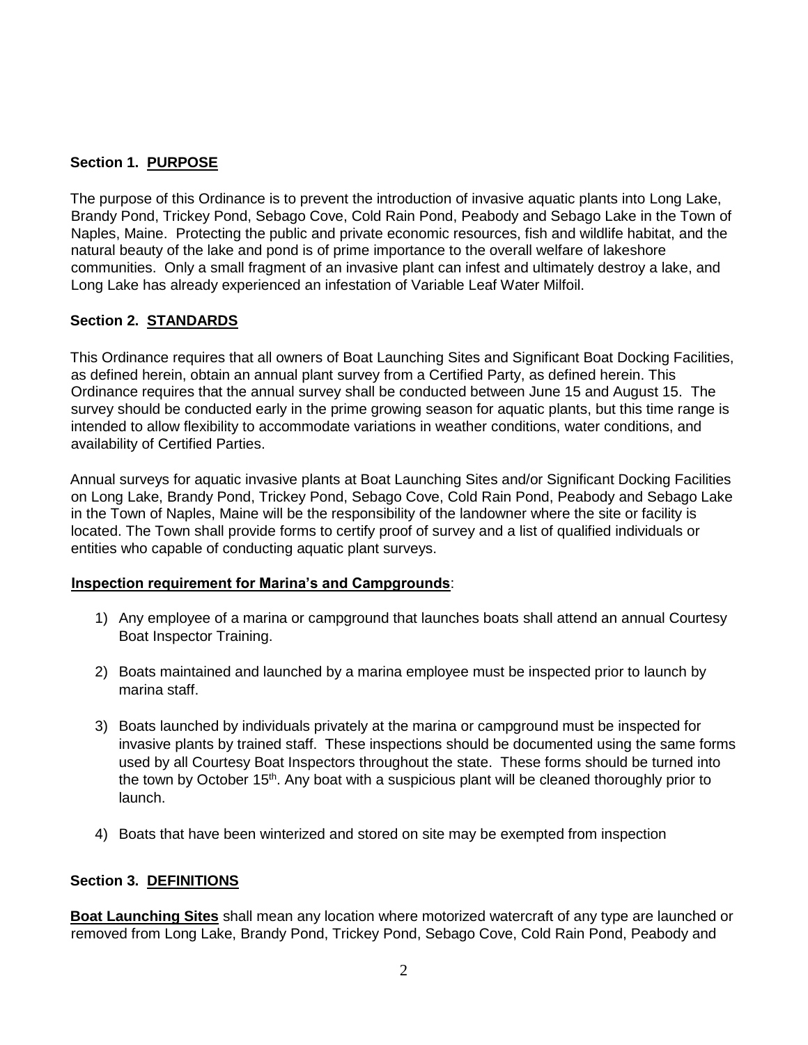## Section 1. PURPOSE

The purpose of this Ordinance is to prevent the introduction of invasive aquatic plants into Long Lake, Brandy Pond, Trickey Pond, Sebago Cove, Cold Rain Pond, Peabody and Sebago Lake in the Town of Naples, Maine. Protecting the public and private economic resources, fish and wildlife habitat, and the natural beauty of the lake and pond is of prime importance to the overall welfare of lakeshore communities. Only a small fragment of an invasive plant can infest and ultimately destroy a lake, and Long Lake has already experienced an infestation of Variable Leaf Water Milfoil.

## Section 2. STANDARDS

This Ordinance requires that all owners of Boat Launching Sites and Significant Boat Docking Facilities, as defined herein, obtain an annual plant survey from a Certified Party, as defined herein. This Ordinance requires that the annual survey shall be conducted between June 15 and August 15. The survey should be conducted early in the prime growing season for aquatic plants, but this time range is intended to allow flexibility to accommodate variations in weather conditions, water conditions, and availability of Certified Parties.

Annual surveys for aquatic invasive plants at Boat Launching Sites and/or Significant Docking Facilities on Long Lake, Brandy Pond, Trickey Pond, Sebago Cove, Cold Rain Pond, Peabody and Sebago Lake in the Town of Naples, Maine will be the responsibility of the landowner where the site or facility is located. The Town shall provide forms to certify proof of survey and a list of qualified individuals or entities who capable of conducting aquatic plant surveys.

**Inspection requirement for Marina's and Campgrounds**:

1) Any employee of a marina or campground that launches boats shall attend an annual Courtesy Boat Inspector Training.
2) Boats maintained and launched by a marina employee must be inspected prior to launch by marina staff.
3) Boats launched by individuals privately at the marina or campground must be inspected for invasive plants by trained staff. These inspections should be documented using the same forms used by all Courtesy Boat Inspectors throughout the state. These forms should be turned into the town by October 15th. Any boat with a suspicious plant will be cleaned thoroughly prior to launch.
4) Boats that have been winterized and stored on site may be exempted from inspection

## Section 3. DEFINITIONS

**Boat Launching Sites** shall mean any location where motorized watercraft of any type are launched or removed from Long Lake, Brandy Pond, Trickey Pond, Sebago Cove, Cold Rain Pond, Peabody and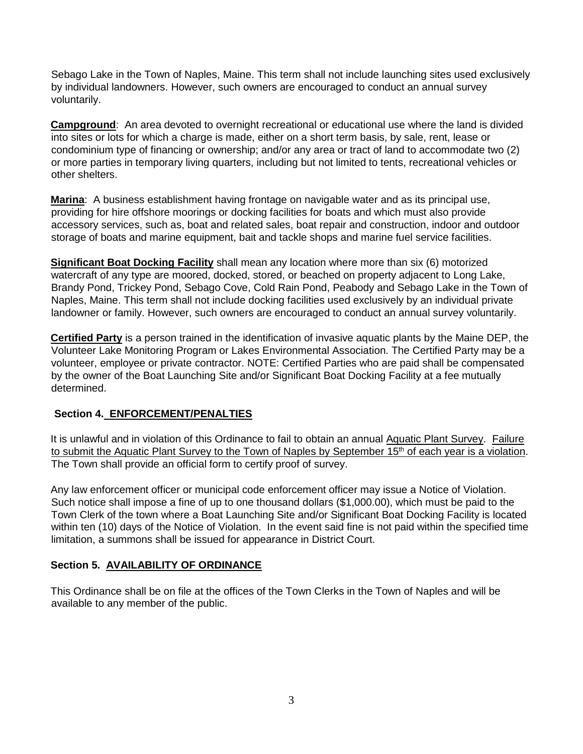Sebago Lake in the Town of Naples, Maine. This term shall not include launching sites used exclusively by individual landowners. However, such owners are encouraged to conduct an annual survey voluntarily.

**Campground**: An area devoted to overnight recreational or educational use where the land is divided into sites or lots for which a charge is made, either on a short term basis, by sale, rent, lease or condominium type of financing or ownership; and/or any area or tract of land to accommodate two (2) or more parties in temporary living quarters, including but not limited to tents, recreational vehicles or other shelters.

**Marina**: A business establishment having frontage on navigable water and as its principal use, providing for hire offshore moorings or docking facilities for boats and which must also provide accessory services, such as, boat and related sales, boat repair and construction, indoor and outdoor storage of boats and marine equipment, bait and tackle shops and marine fuel service facilities.

**Significant Boat Docking Facility** shall mean any location where more than six (6) motorized watercraft of any type are moored, docked, stored, or beached on property adjacent to Long Lake, Brandy Pond, Trickey Pond, Sebago Cove, Cold Rain Pond, Peabody and Sebago Lake in the Town of Naples, Maine. This term shall not include docking facilities used exclusively by an individual private landowner or family. However, such owners are encouraged to conduct an annual survey voluntarily.

**Certified Party** is a person trained in the identification of invasive aquatic plants by the Maine DEP, the Volunteer Lake Monitoring Program or Lakes Environmental Association. The Certified Party may be a volunteer, employee or private contractor. NOTE: Certified Parties who are paid shall be compensated by the owner of the Boat Launching Site and/or Significant Boat Docking Facility at a fee mutually determined.

## Section 4. ENFORCEMENT/PENALTIES

It is unlawful and in violation of this Ordinance to fail to obtain an annual Aquatic Plant Survey. Failure to submit the Aquatic Plant Survey to the Town of Naples by September 15th of each year is a violation. The Town shall provide an official form to certify proof of survey.

Any law enforcement officer or municipal code enforcement officer may issue a Notice of Violation. Such notice shall impose a fine of up to one thousand dollars ($1,000.00), which must be paid to the Town Clerk of the town where a Boat Launching Site and/or Significant Boat Docking Facility is located within ten (10) days of the Notice of Violation. In the event said fine is not paid within the specified time limitation, a summons shall be issued for appearance in District Court.

## Section 5. AVAILABILITY OF ORDINANCE

This Ordinance shall be on file at the offices of the Town Clerks in the Town of Naples and will be available to any member of the public.